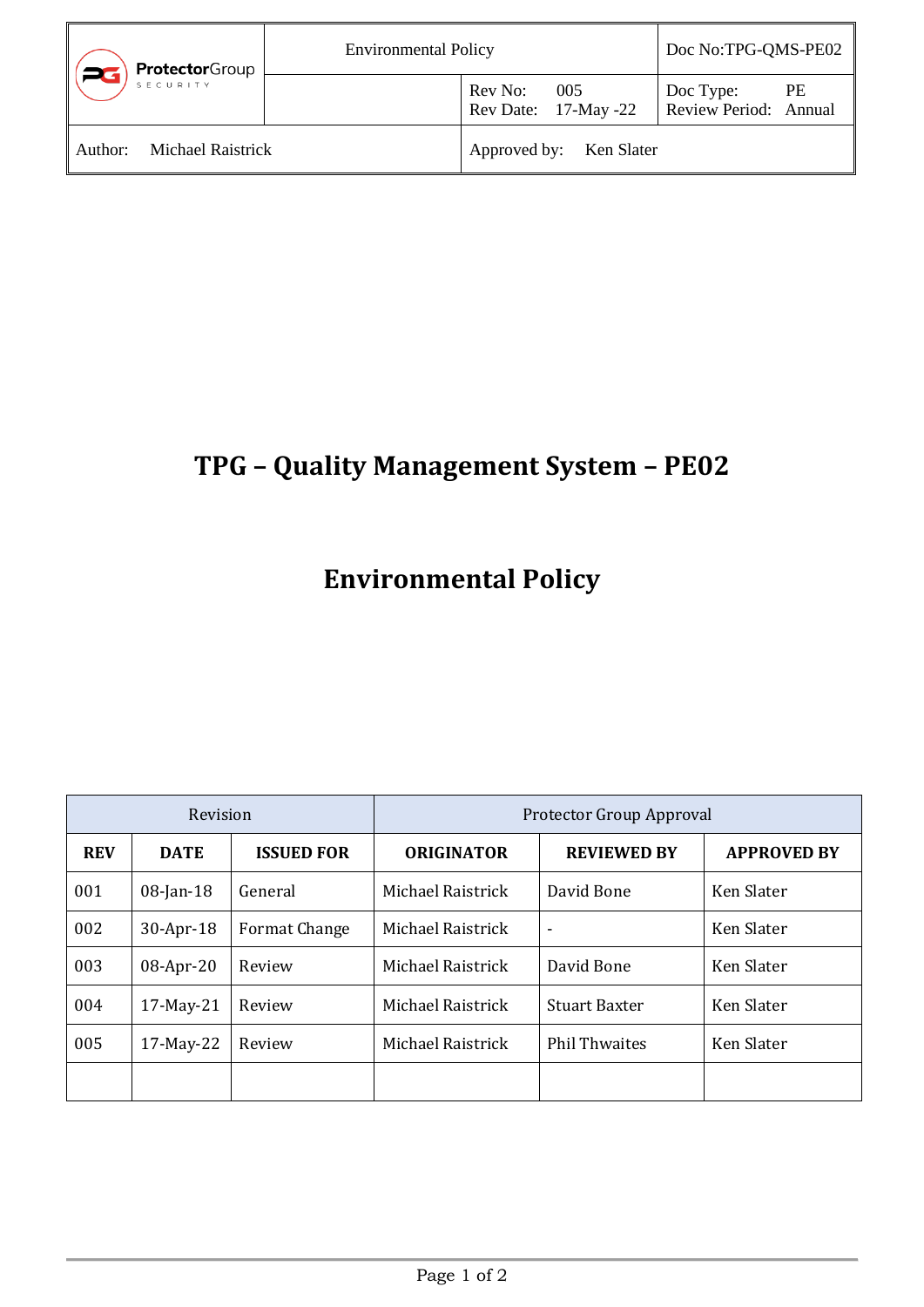| ProtectorGroup SECURITY | Environmental Policy | | Doc No:TPG-QMS-PE02 |
|---|---|---|---|
| | | Rev No: 005<br>Rev Date: 17-May -22 | Doc Type: PE<br>Review Period: Annual |
| Author: Michael Raistrick | | Approved by: Ken Slater | |

# TPG – Quality Management System – PE02

# Environmental Policy

| Revision | | | Protector Group Approval | | |
|---|---|---|---|---|---|
| **REV** | **DATE** | **ISSUED FOR** | **ORIGINATOR** | **REVIEWED BY** | **APPROVED BY** |
| 001 | 08-Jan-18 | General | Michael Raistrick | David Bone | Ken Slater |
| 002 | 30-Apr-18 | Format Change | Michael Raistrick | - | Ken Slater |
| 003 | 08-Apr-20 | Review | Michael Raistrick | David Bone | Ken Slater |
| 004 | 17-May-21 | Review | Michael Raistrick | Stuart Baxter | Ken Slater |
| 005 | 17-May-22 | Review | Michael Raistrick | Phil Thwaites | Ken Slater |
| | | | | | |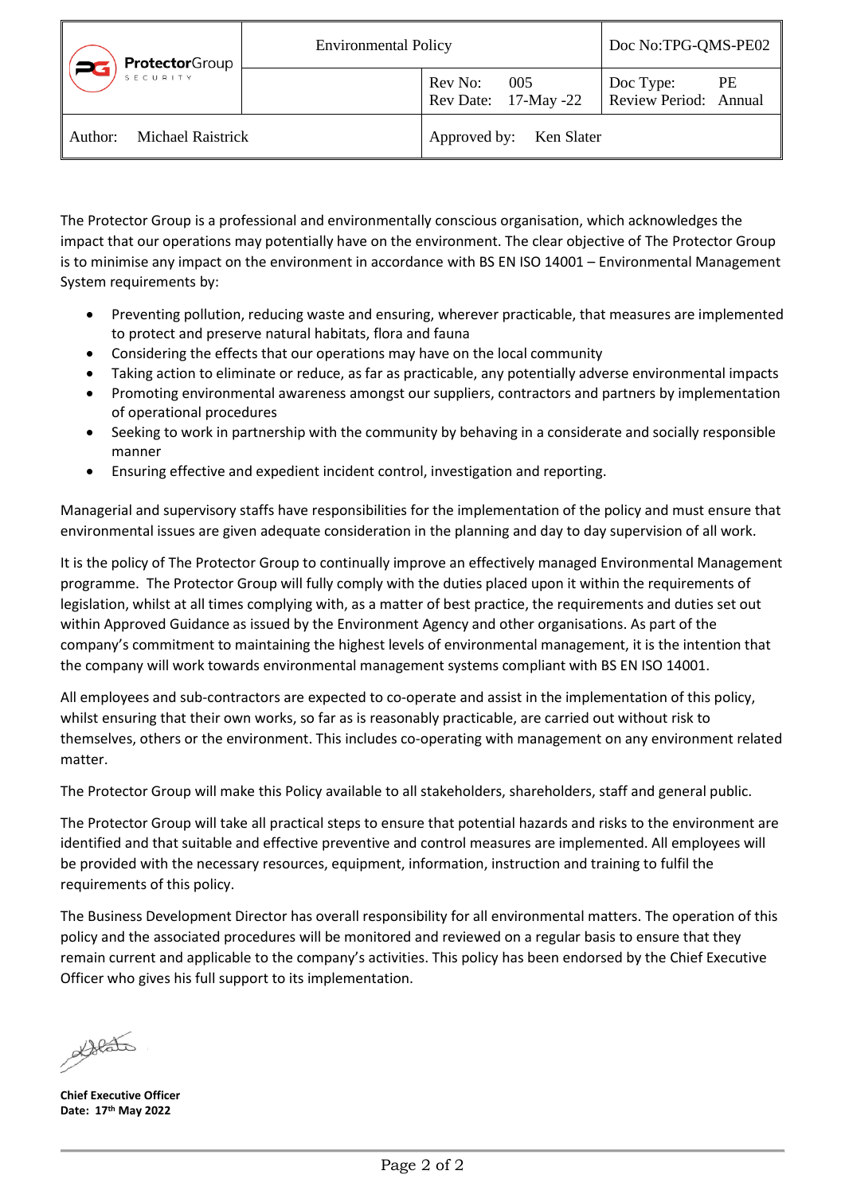| | | |
|---|---|---|
| ProtectorGroup SECURITY | Environmental Policy | Doc No:TPG-QMS-PE02 |
| | Rev No: 005<br>Rev Date: 17-May -22 | Doc Type: PE<br>Review Period: Annual |
| Author: Michael Raistrick | Approved by: Ken Slater | |

The Protector Group is a professional and environmentally conscious organisation, which acknowledges the impact that our operations may potentially have on the environment. The clear objective of The Protector Group is to minimise any impact on the environment in accordance with BS EN ISO 14001 – Environmental Management System requirements by:

- Preventing pollution, reducing waste and ensuring, wherever practicable, that measures are implemented to protect and preserve natural habitats, flora and fauna
- Considering the effects that our operations may have on the local community
- Taking action to eliminate or reduce, as far as practicable, any potentially adverse environmental impacts
- Promoting environmental awareness amongst our suppliers, contractors and partners by implementation of operational procedures
- Seeking to work in partnership with the community by behaving in a considerate and socially responsible manner
- Ensuring effective and expedient incident control, investigation and reporting.

Managerial and supervisory staffs have responsibilities for the implementation of the policy and must ensure that environmental issues are given adequate consideration in the planning and day to day supervision of all work.

It is the policy of The Protector Group to continually improve an effectively managed Environmental Management programme. The Protector Group will fully comply with the duties placed upon it within the requirements of legislation, whilst at all times complying with, as a matter of best practice, the requirements and duties set out within Approved Guidance as issued by the Environment Agency and other organisations. As part of the company's commitment to maintaining the highest levels of environmental management, it is the intention that the company will work towards environmental management systems compliant with BS EN ISO 14001.

All employees and sub-contractors are expected to co-operate and assist in the implementation of this policy, whilst ensuring that their own works, so far as is reasonably practicable, are carried out without risk to themselves, others or the environment. This includes co-operating with management on any environment related matter.

The Protector Group will make this Policy available to all stakeholders, shareholders, staff and general public.

The Protector Group will take all practical steps to ensure that potential hazards and risks to the environment are identified and that suitable and effective preventive and control measures are implemented. All employees will be provided with the necessary resources, equipment, information, instruction and training to fulfil the requirements of this policy.

The Business Development Director has overall responsibility for all environmental matters. The operation of this policy and the associated procedures will be monitored and reviewed on a regular basis to ensure that they remain current and applicable to the company's activities. This policy has been endorsed by the Chief Executive Officer who gives his full support to its implementation.

**Chief Executive Officer**
**Date: 17th May 2022**